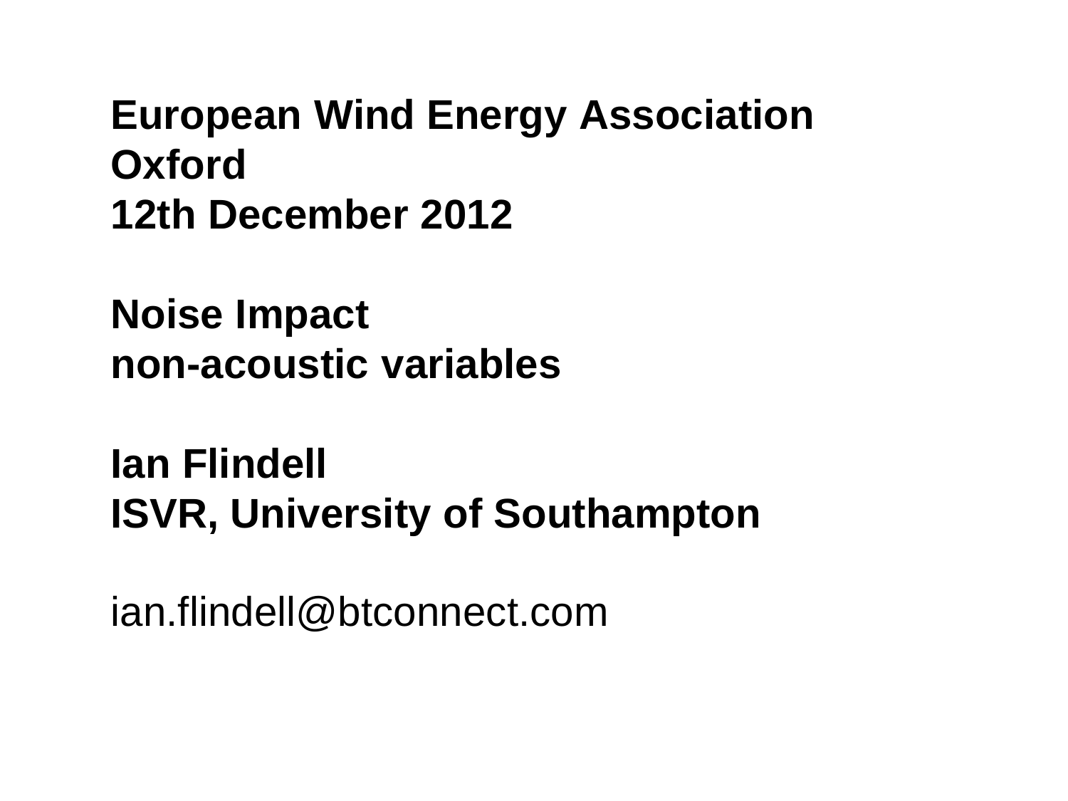**European Wind Energy Association**
**Oxford**
**12th December 2012**

**Noise Impact**
**non-acoustic variables**

**Ian Flindell**
**ISVR, University of Southampton**

ian.flindell@btconnect.com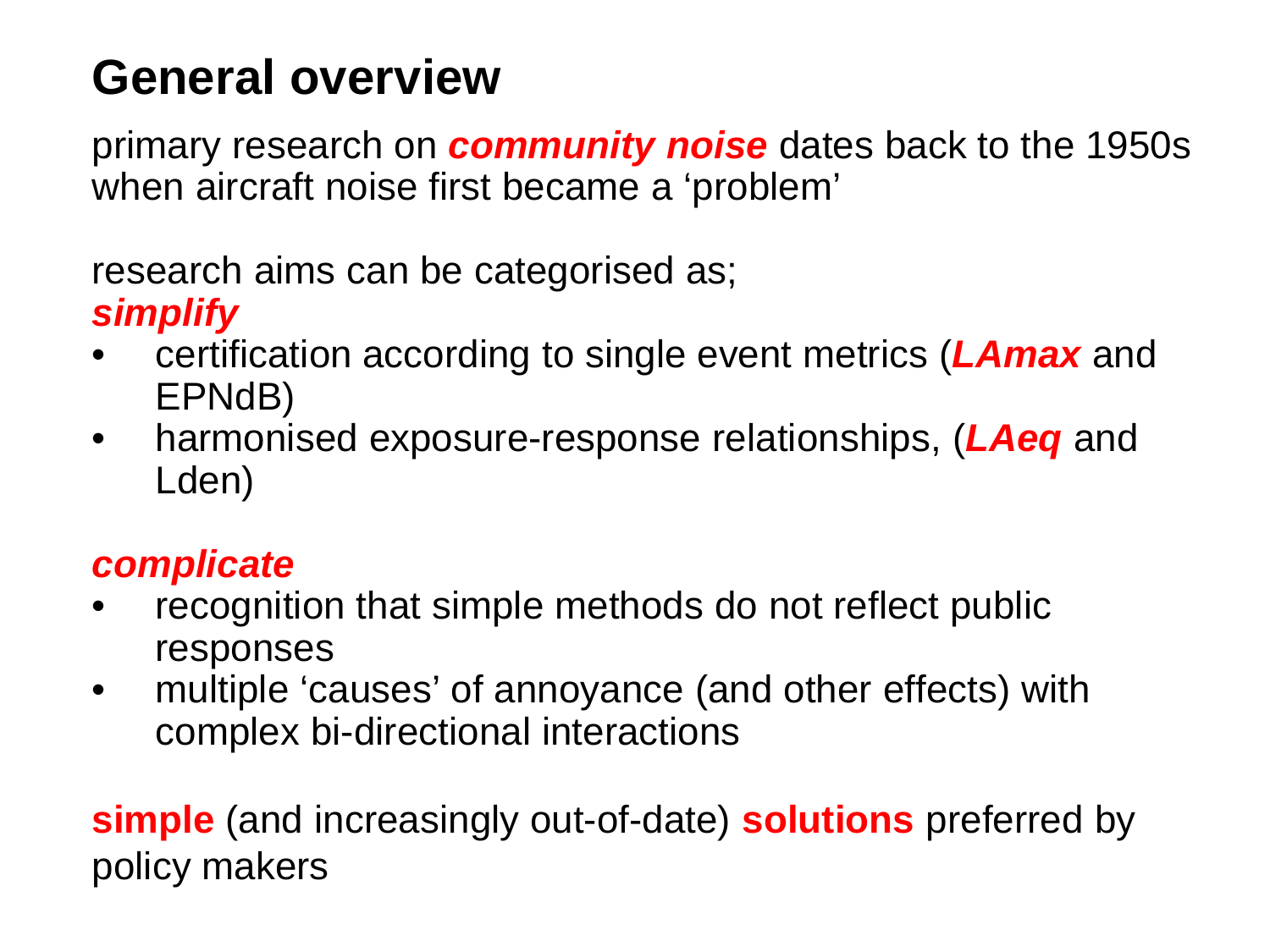# General overview

primary research on ***community noise*** dates back to the 1950s when aircraft noise first became a 'problem'

research aims can be categorised as;

***simplify***

- certification according to single event metrics (***LAmax*** and EPNdB)
- harmonised exposure-response relationships, (***LAeq*** and Lden)

***complicate***

- recognition that simple methods do not reflect public responses
- multiple 'causes' of annoyance (and other effects) with complex bi-directional interactions

**simple** (and increasingly out-of-date) **solutions** preferred by policy makers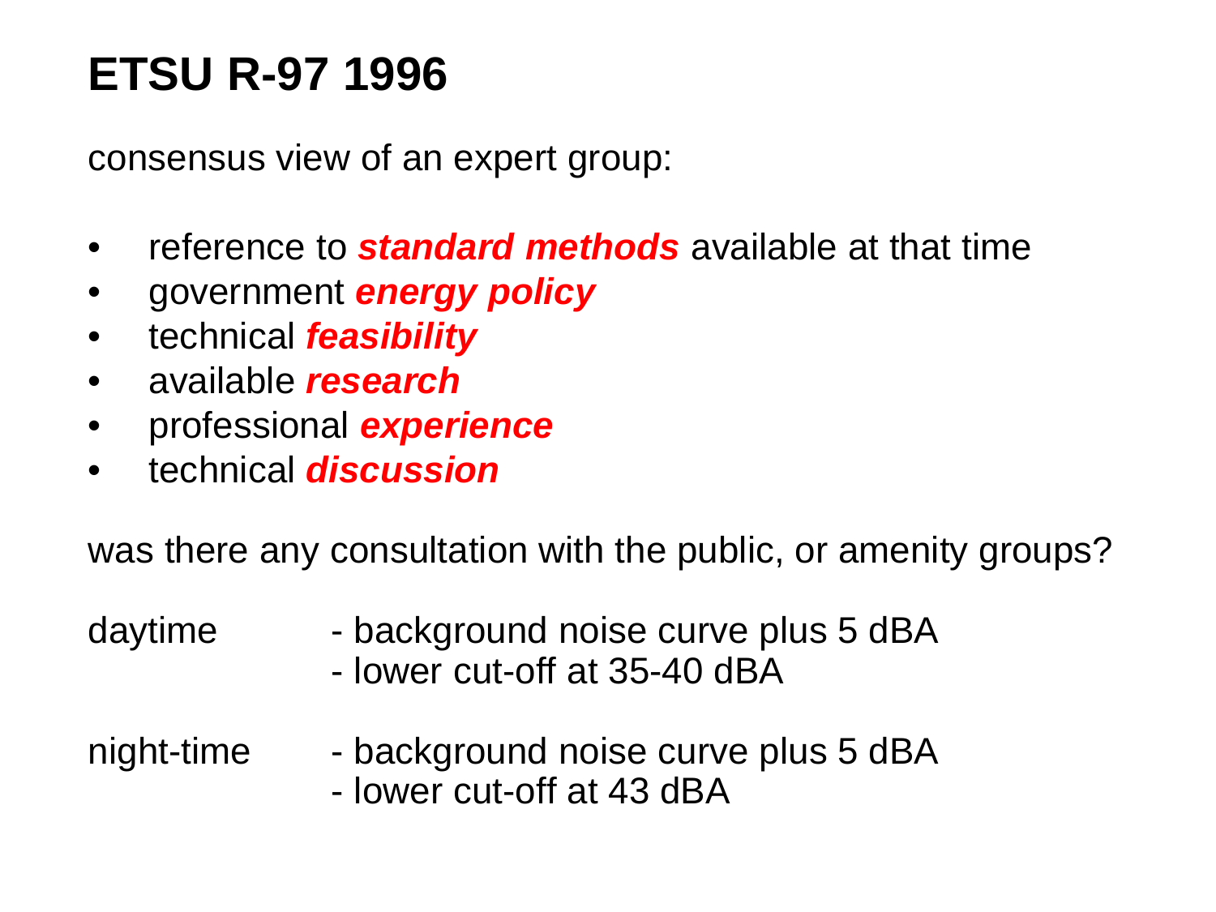# ETSU R-97 1996

consensus view of an expert group:

- reference to ***standard methods*** available at that time
- government ***energy policy***
- technical ***feasibility***
- available ***research***
- professional ***experience***
- technical ***discussion***

was there any consultation with the public, or amenity groups?

daytime - background noise curve plus 5 dBA
- lower cut-off at 35-40 dBA

night-time - background noise curve plus 5 dBA
- lower cut-off at 43 dBA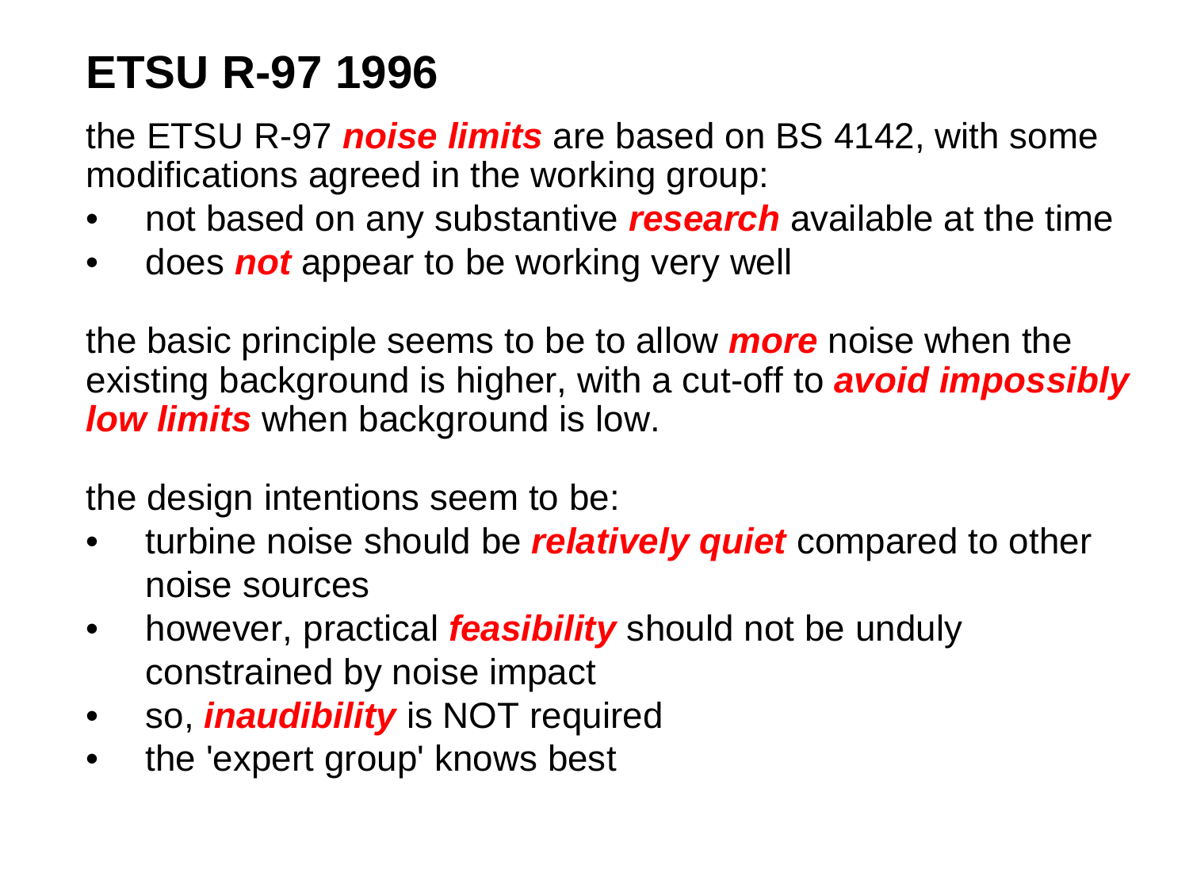# ETSU R-97 1996

the ETSU R-97 ***noise limits*** are based on BS 4142, with some modifications agreed in the working group:

- not based on any substantive ***research*** available at the time
- does ***not*** appear to be working very well

the basic principle seems to be to allow ***more*** noise when the existing background is higher, with a cut-off to ***avoid impossibly low limits*** when background is low.

the design intentions seem to be:

- turbine noise should be ***relatively quiet*** compared to other noise sources
- however, practical ***feasibility*** should not be unduly constrained by noise impact
- so, ***inaudibility*** is NOT required
- the 'expert group' knows best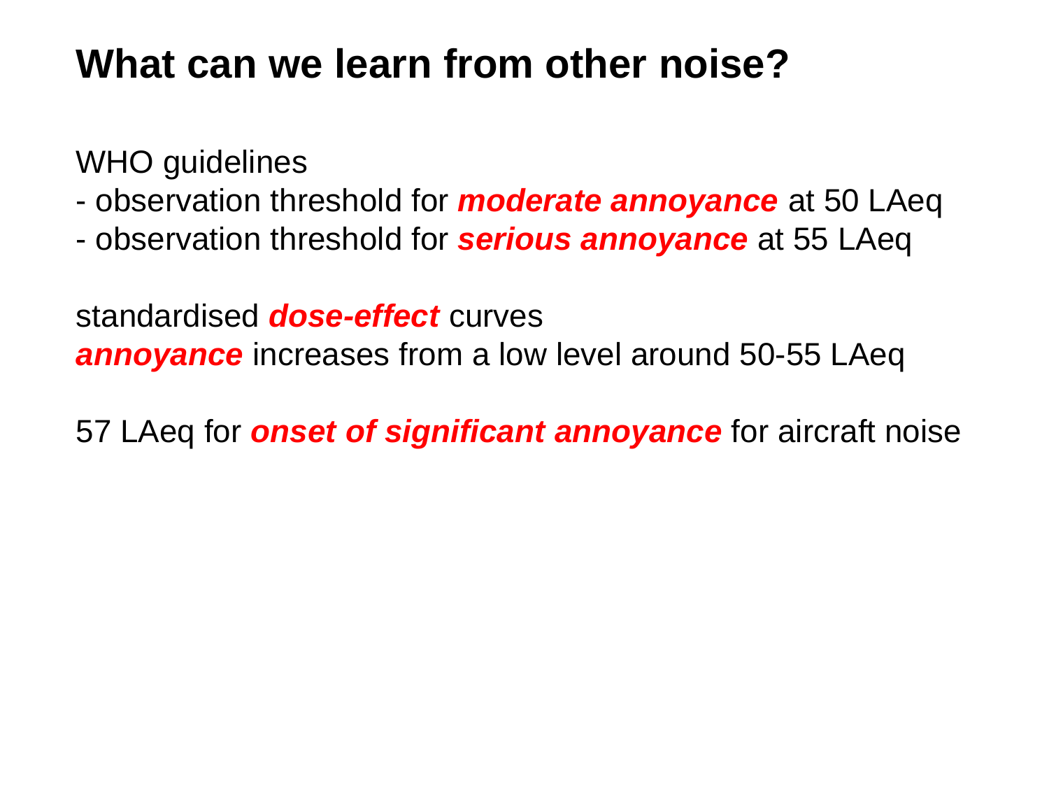# What can we learn from other noise?

WHO guidelines
- observation threshold for ***moderate annoyance*** at 50 LAeq
- observation threshold for ***serious annoyance*** at 55 LAeq

standardised ***dose-effect*** curves
***annoyance*** increases from a low level around 50-55 LAeq

57 LAeq for ***onset of significant annoyance*** for aircraft noise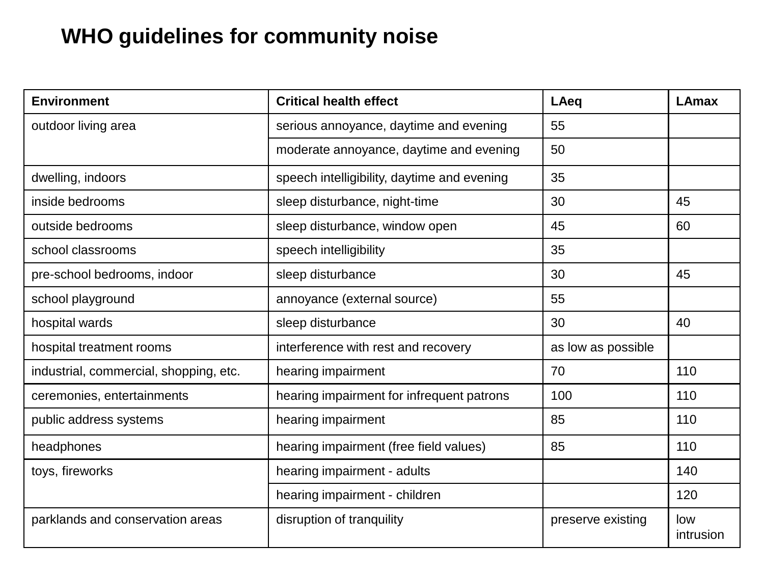# WHO guidelines for community noise

| Environment | Critical health effect | LAeq | LAmax |
|---|---|---|---|
| outdoor living area | serious annoyance, daytime and evening | 55 | |
| | moderate annoyance, daytime and evening | 50 | |
| dwelling, indoors | speech intelligibility, daytime and evening | 35 | |
| inside bedrooms | sleep disturbance, night-time | 30 | 45 |
| outside bedrooms | sleep disturbance, window open | 45 | 60 |
| school classrooms | speech intelligibility | 35 | |
| pre-school bedrooms, indoor | sleep disturbance | 30 | 45 |
| school playground | annoyance (external source) | 55 | |
| hospital wards | sleep disturbance | 30 | 40 |
| hospital treatment rooms | interference with rest and recovery | as low as possible | |
| industrial, commercial, shopping, etc. | hearing impairment | 70 | 110 |
| ceremonies, entertainments | hearing impairment for infrequent patrons | 100 | 110 |
| public address systems | hearing impairment | 85 | 110 |
| headphones | hearing impairment (free field values) | 85 | 110 |
| toys, fireworks | hearing impairment - adults | | 140 |
| | hearing impairment - children | | 120 |
| parklands and conservation areas | disruption of tranquility | preserve existing | low intrusion |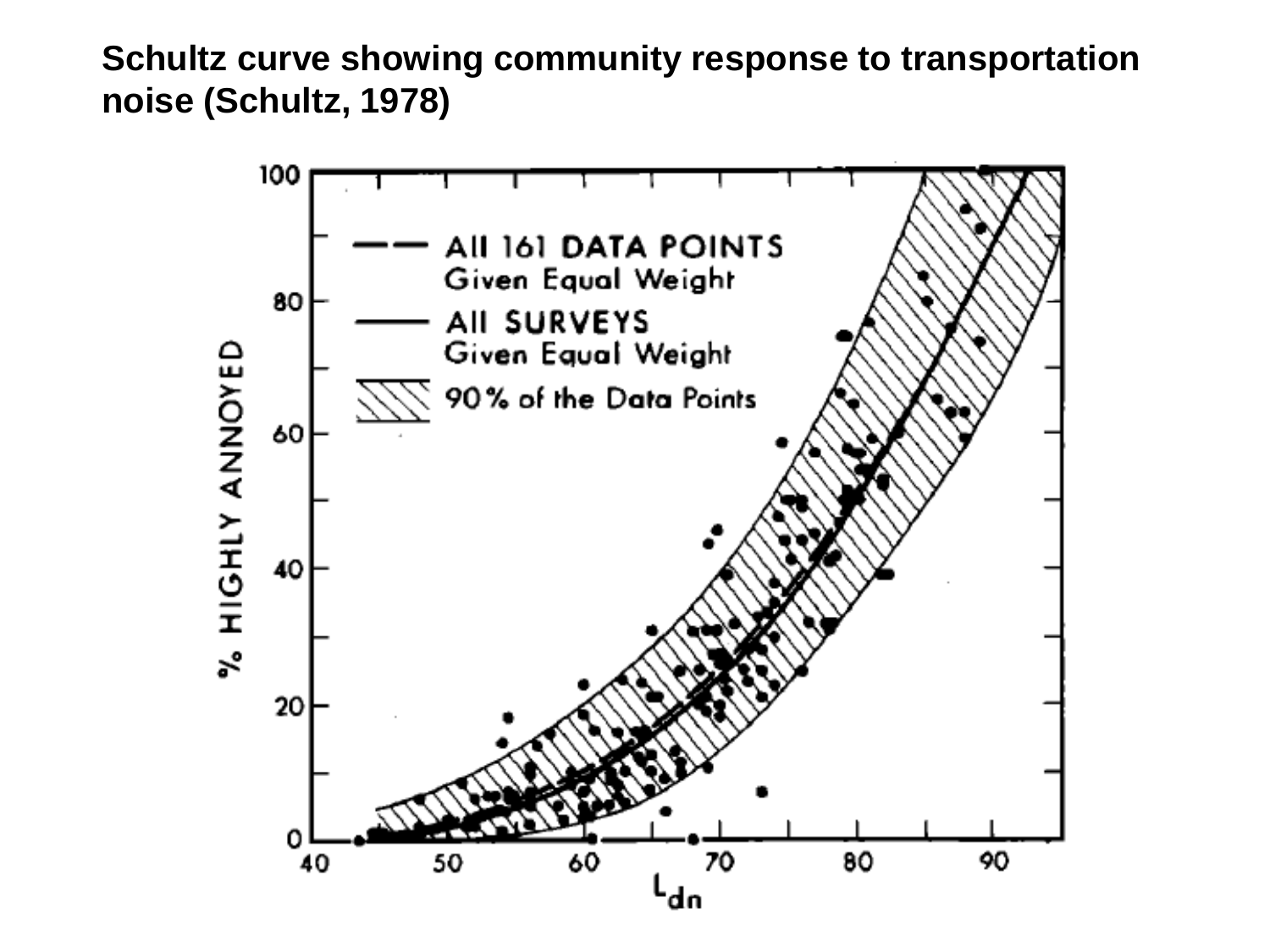**Schultz curve showing community response to transportation noise (Schultz, 1978)**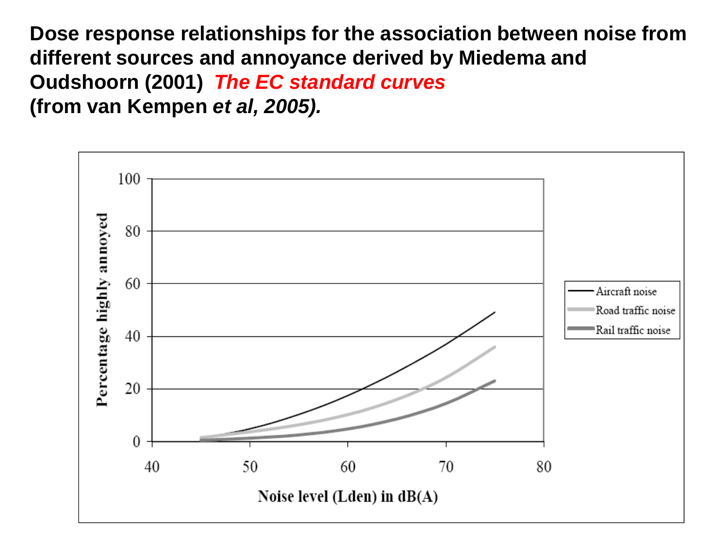**Dose response relationships for the association between noise from different sources and annoyance derived by Miedema and Oudshoorn (2001)** ***The EC standard curves***
**(from van Kempen *et al, 2005).***

Percentage highly annoyed

100
80
60
40
20
0

40 50 60 70 80

Noise level (Lden) in dB(A)

- Aircraft noise
- Road traffic noise
- Rail traffic noise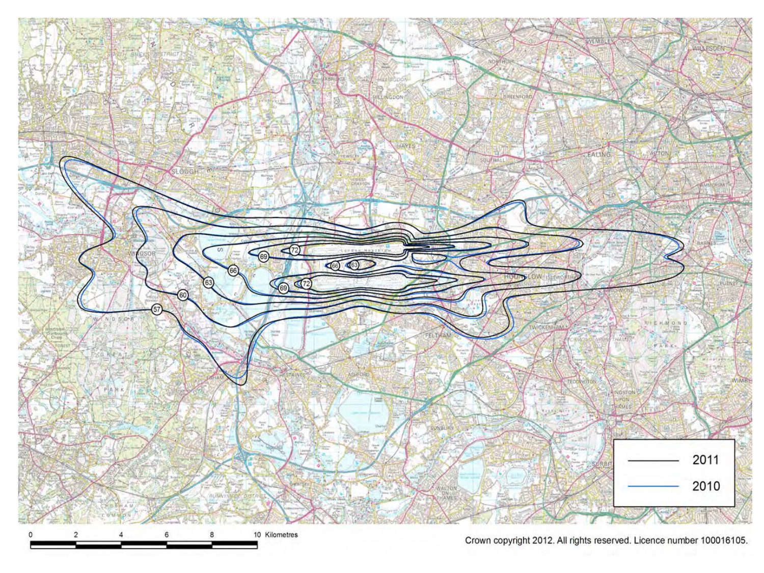| | |
|---|---|
| 2011 | |
| 2010 | |

0 2 4 6 8 10 Kilometres

Crown copyright 2012. All rights reserved. Licence number 100016105.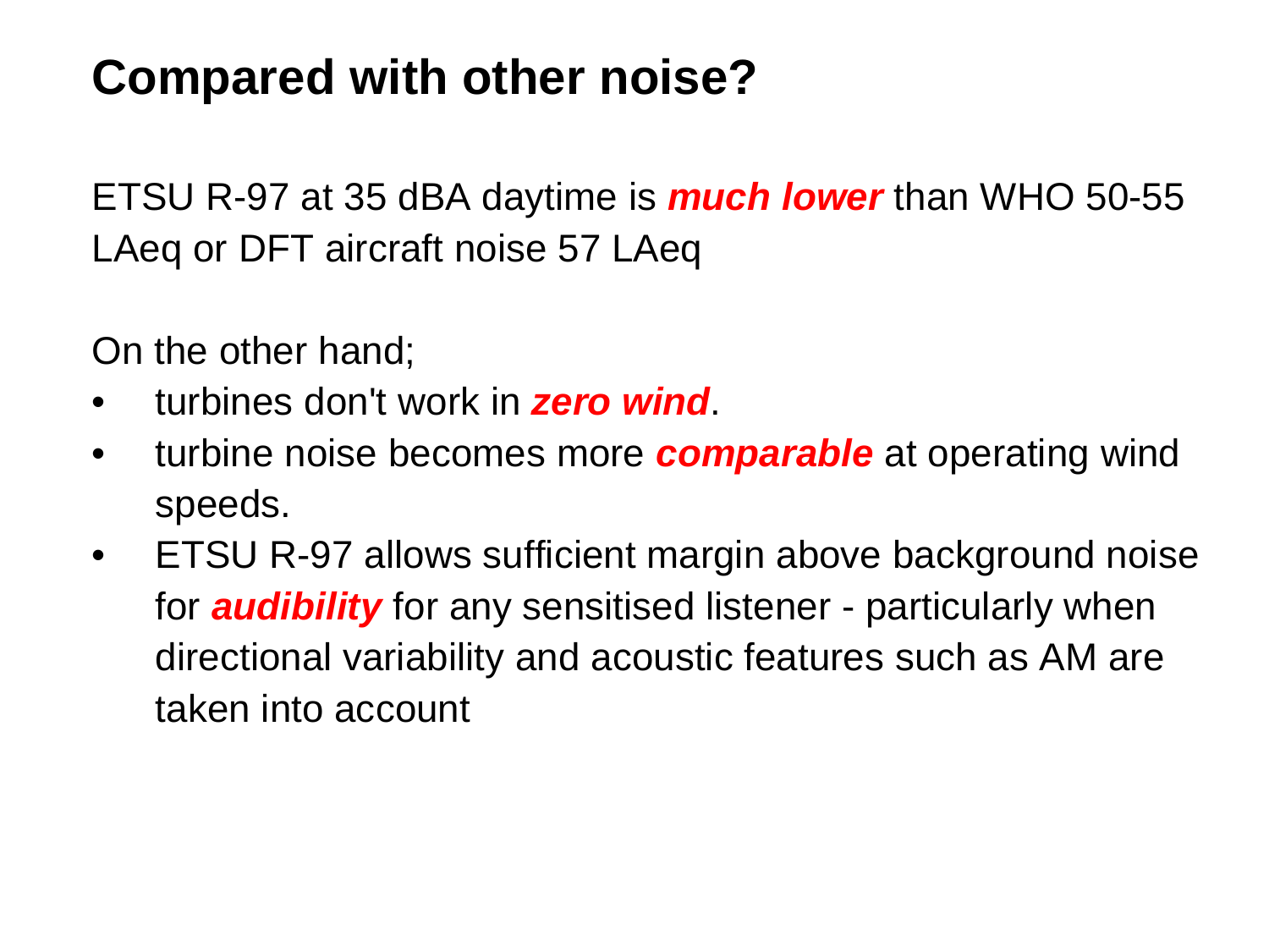# Compared with other noise?

ETSU R-97 at 35 dBA daytime is ***much lower*** than WHO 50-55 LAeq or DFT aircraft noise 57 LAeq

On the other hand;

- turbines don't work in ***zero wind***.
- turbine noise becomes more ***comparable*** at operating wind speeds.
- ETSU R-97 allows sufficient margin above background noise for ***audibility*** for any sensitised listener - particularly when directional variability and acoustic features such as AM are taken into account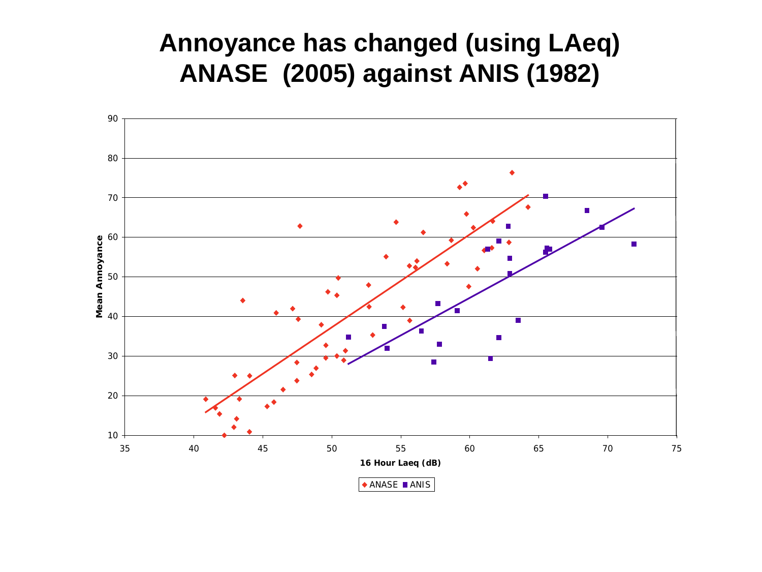# Annoyance has changed (using LAeq) ANASE (2005) against ANIS (1982)

Mean Annoyance

16 Hour Laeq (dB)

◆ ANASE ■ ANIS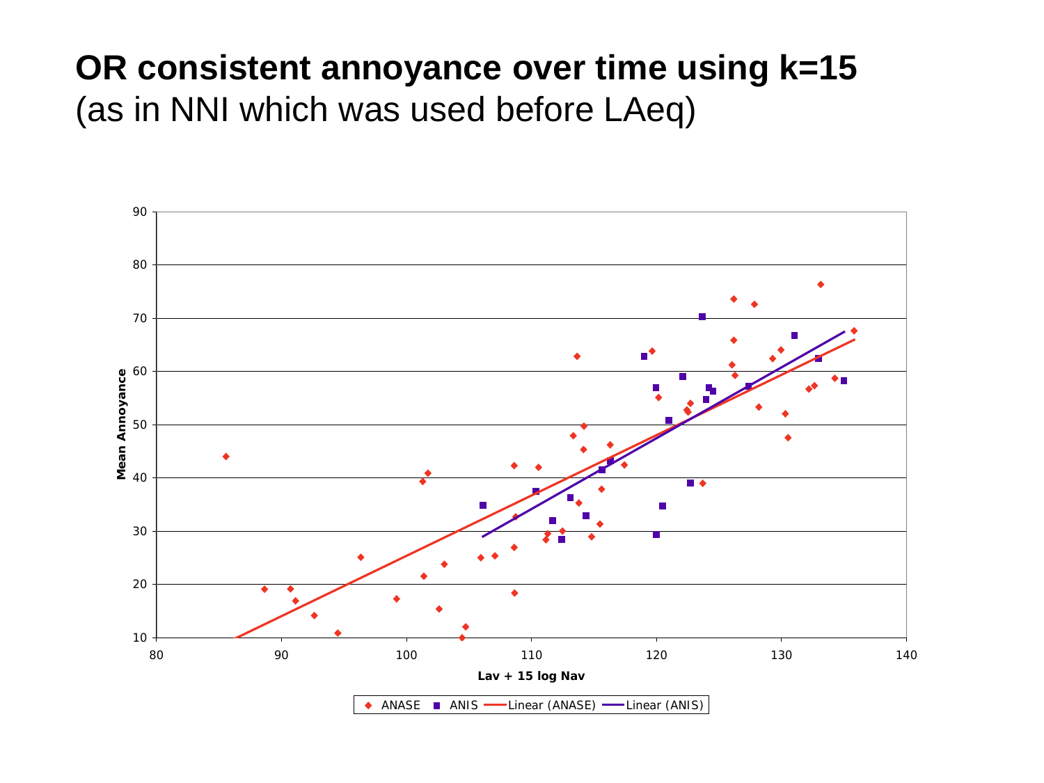# OR consistent annoyance over time using k=15

(as in NNI which was used before LAeq)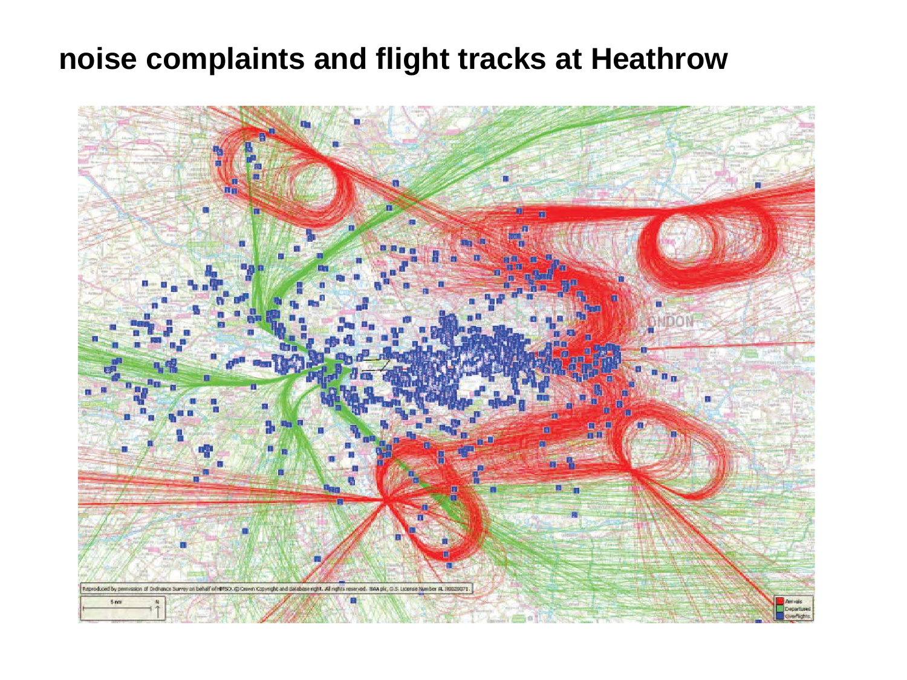# noise complaints and flight tracks at Heathrow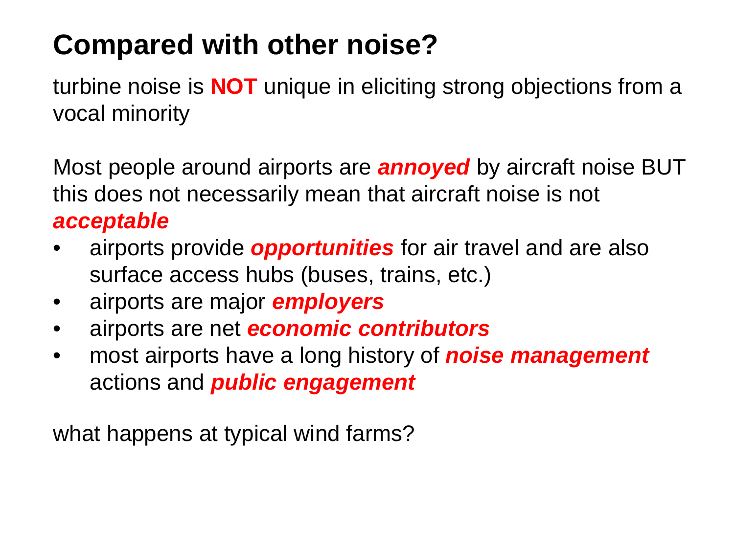# Compared with other noise?

turbine noise is **NOT** unique in eliciting strong objections from a vocal minority

Most people around airports are ***annoyed*** by aircraft noise BUT this does not necessarily mean that aircraft noise is not ***acceptable***

- airports provide ***opportunities*** for air travel and are also surface access hubs (buses, trains, etc.)
- airports are major ***employers***
- airports are net ***economic contributors***
- most airports have a long history of ***noise management*** actions and ***public engagement***

what happens at typical wind farms?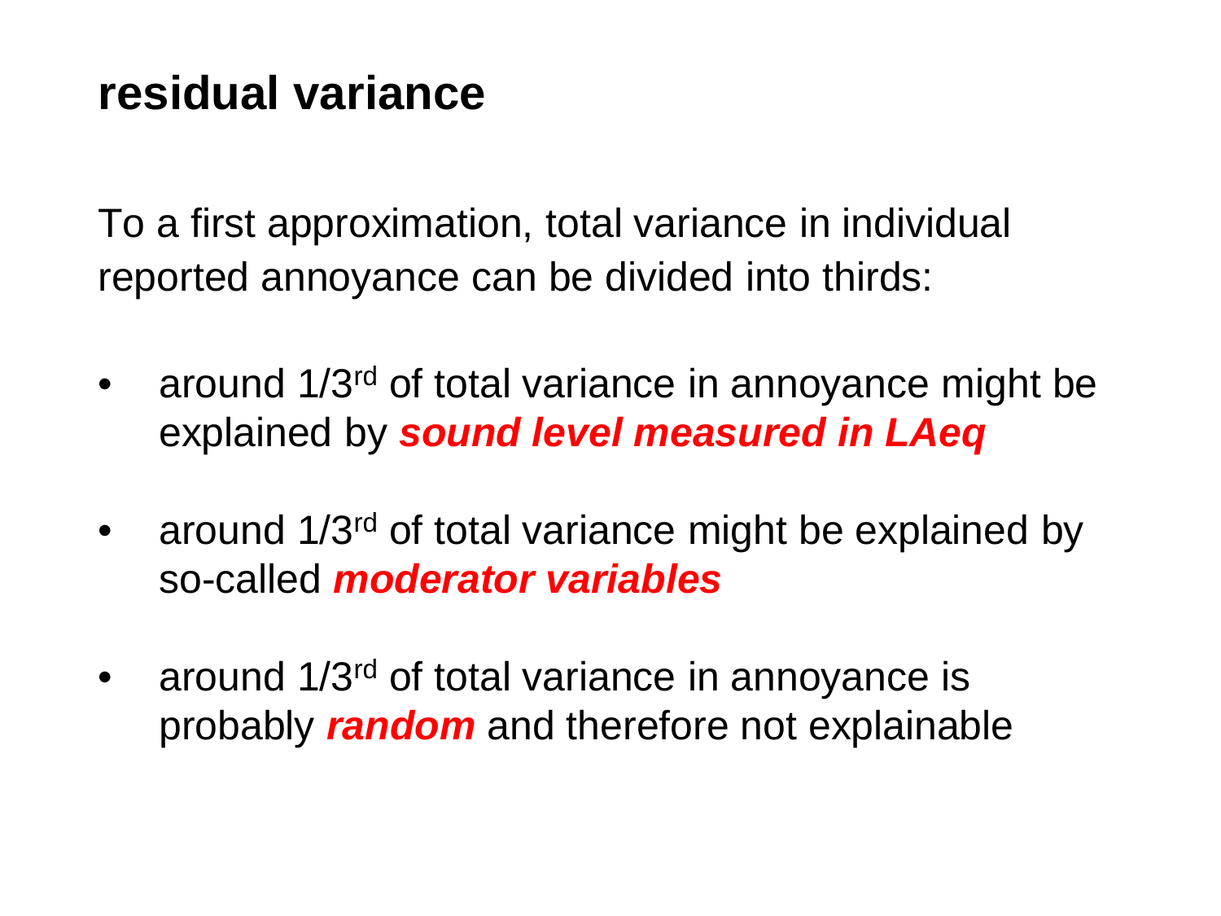# residual variance

To a first approximation, total variance in individual reported annoyance can be divided into thirds:

- around 1/3rd of total variance in annoyance might be explained by ***sound level measured in LAeq***
- around 1/3rd of total variance might be explained by so-called ***moderator variables***
- around 1/3rd of total variance in annoyance is probably ***random*** and therefore not explainable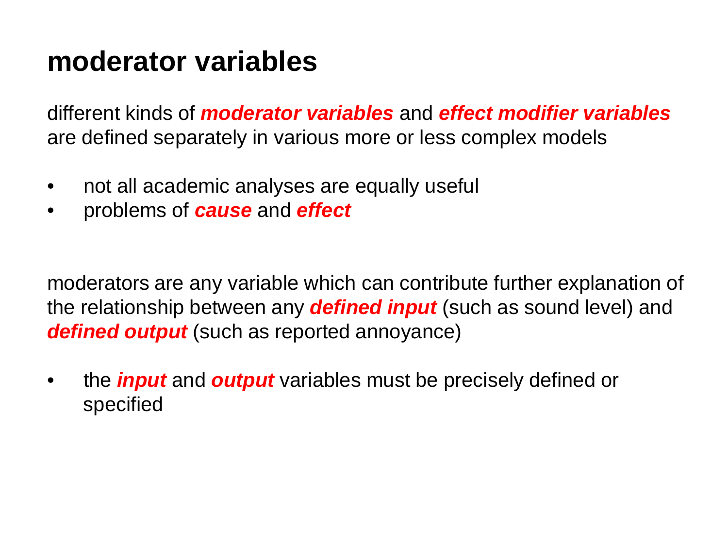# moderator variables

different kinds of ***moderator variables*** and ***effect modifier variables*** are defined separately in various more or less complex models

- not all academic analyses are equally useful
- problems of ***cause*** and ***effect***

moderators are any variable which can contribute further explanation of the relationship between any ***defined input*** (such as sound level) and ***defined output*** (such as reported annoyance)

- the ***input*** and ***output*** variables must be precisely defined or specified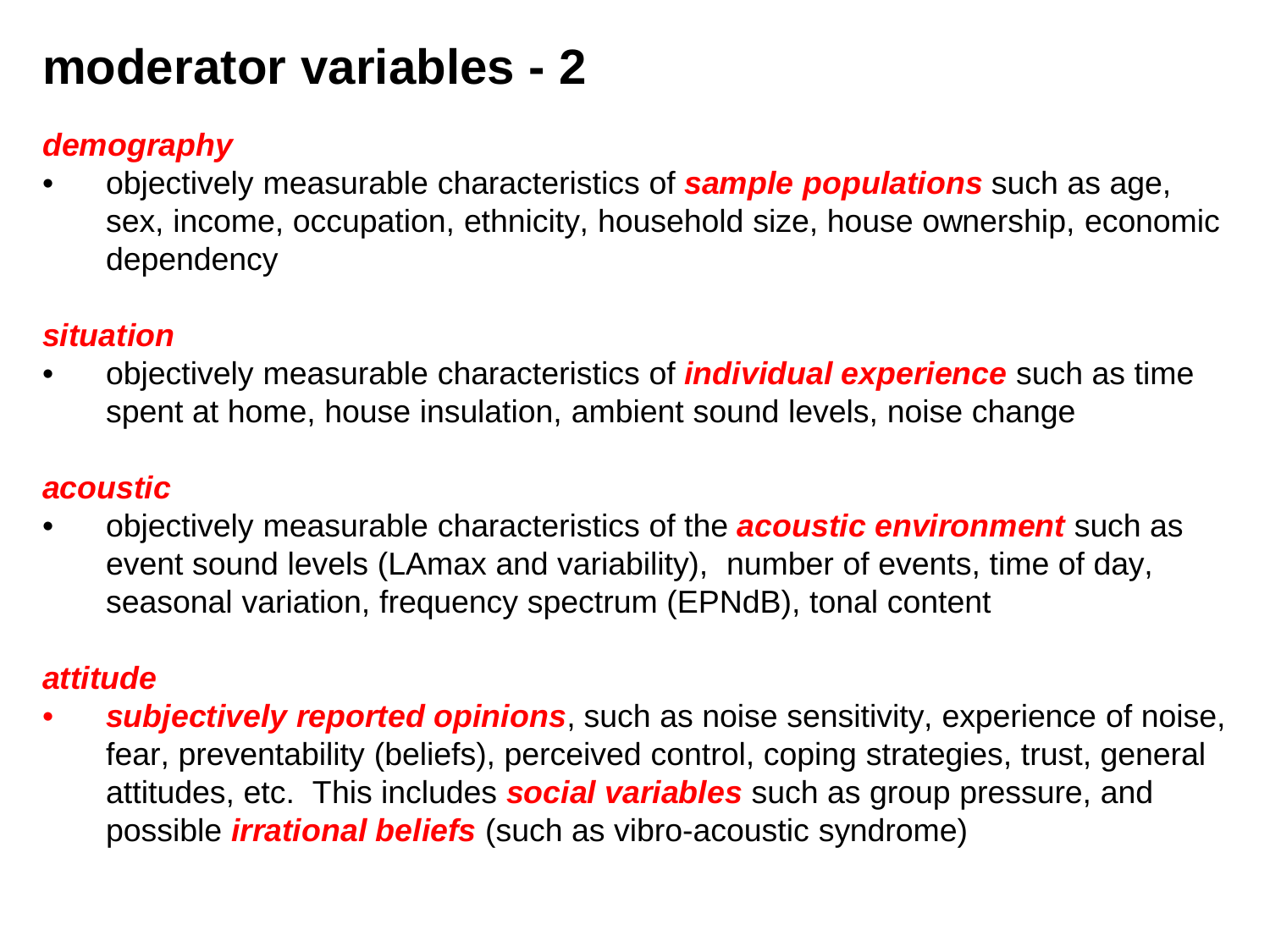# moderator variables - 2

***demography***

- objectively measurable characteristics of ***sample populations*** such as age, sex, income, occupation, ethnicity, household size, house ownership, economic dependency

***situation***

- objectively measurable characteristics of ***individual experience*** such as time spent at home, house insulation, ambient sound levels, noise change

***acoustic***

- objectively measurable characteristics of the ***acoustic environment*** such as event sound levels (LAmax and variability), number of events, time of day, seasonal variation, frequency spectrum (EPNdB), tonal content

***attitude***

- ***subjectively reported opinions***, such as noise sensitivity, experience of noise, fear, preventability (beliefs), perceived control, coping strategies, trust, general attitudes, etc. This includes ***social variables*** such as group pressure, and possible ***irrational beliefs*** (such as vibro-acoustic syndrome)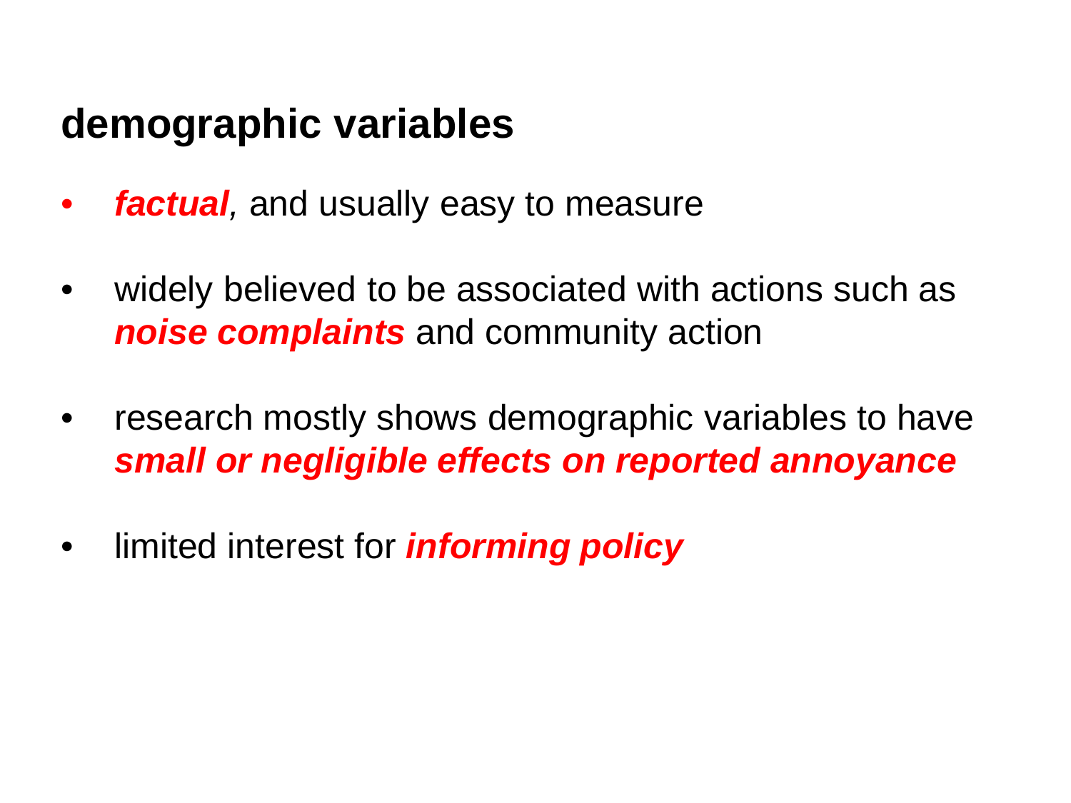## demographic variables

- ***factual***, and usually easy to measure
- widely believed to be associated with actions such as ***noise complaints*** and community action
- research mostly shows demographic variables to have ***small or negligible effects on reported annoyance***
- limited interest for ***informing policy***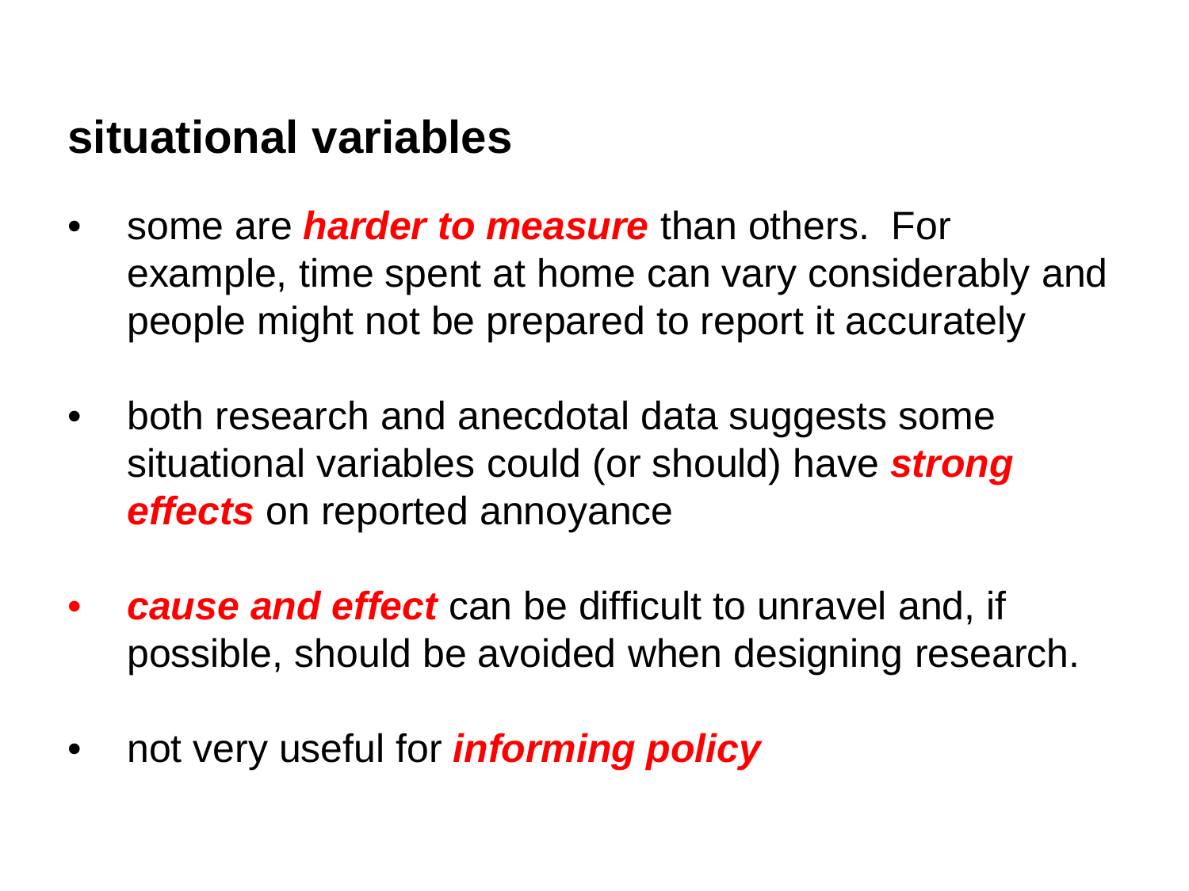## situational variables

- some are ***harder to measure*** than others. For example, time spent at home can vary considerably and people might not be prepared to report it accurately

- both research and anecdotal data suggests some situational variables could (or should) have ***strong effects*** on reported annoyance

- ***cause and effect*** can be difficult to unravel and, if possible, should be avoided when designing research.

- not very useful for ***informing policy***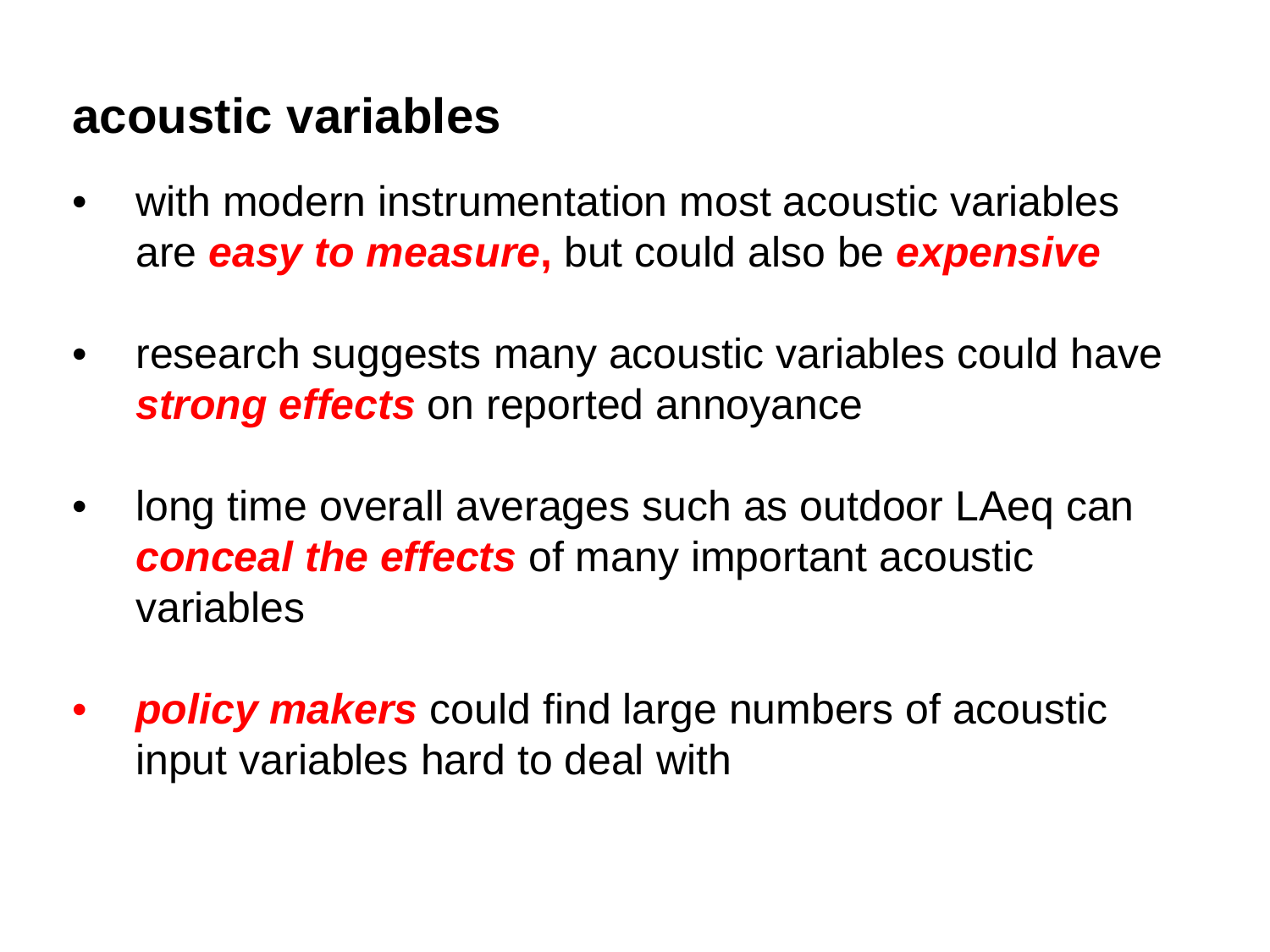## acoustic variables

- with modern instrumentation most acoustic variables are ***easy to measure*****,** but could also be ***expensive***
- research suggests many acoustic variables could have ***strong effects*** on reported annoyance
- long time overall averages such as outdoor LAeq can ***conceal the effects*** of many important acoustic variables
- ***policy makers*** could find large numbers of acoustic input variables hard to deal with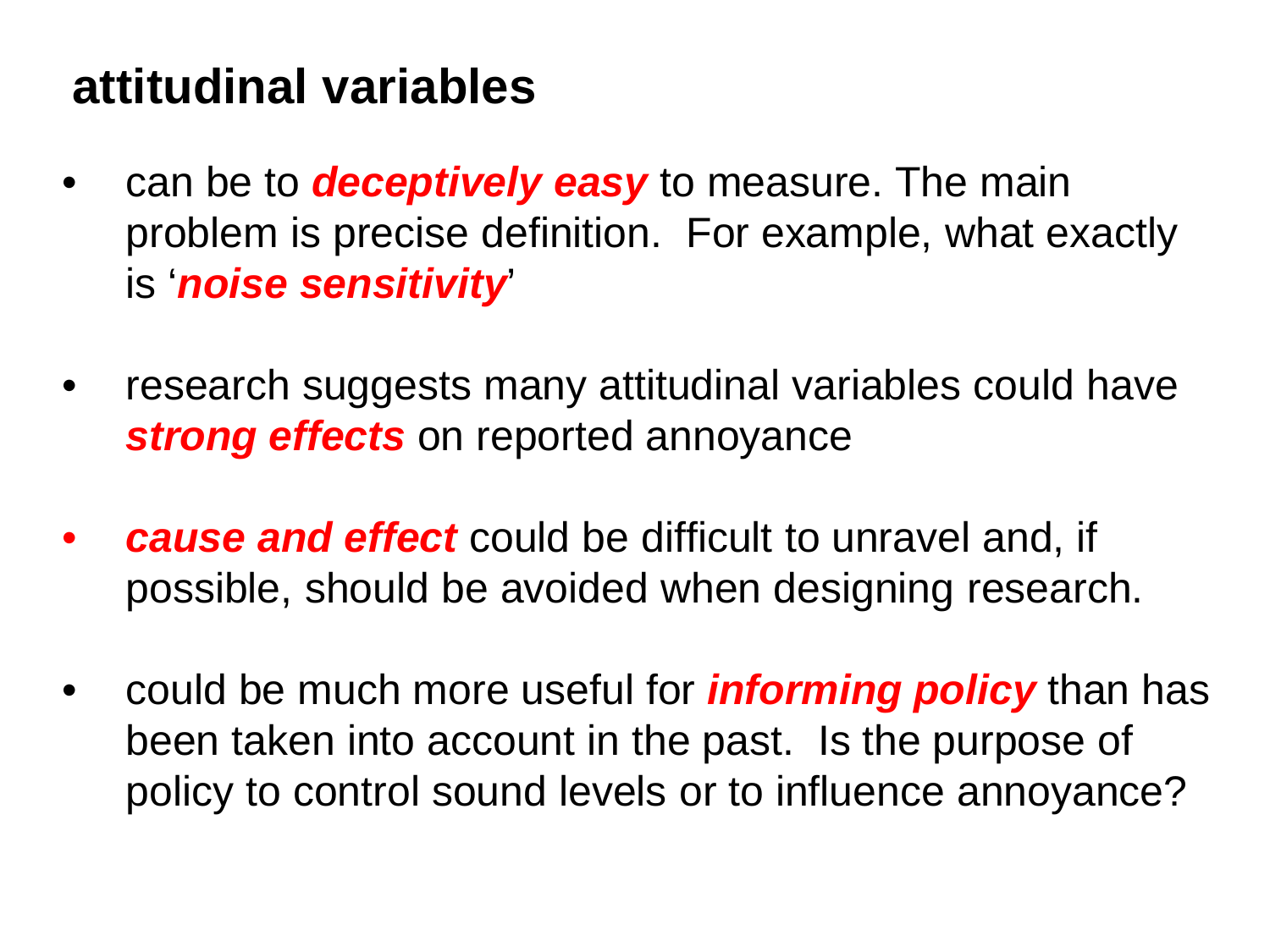## attitudinal variables

- can be to ***deceptively easy*** to measure. The main problem is precise definition. For example, what exactly is '***noise sensitivity***'
- research suggests many attitudinal variables could have ***strong effects*** on reported annoyance
- ***cause and effect*** could be difficult to unravel and, if possible, should be avoided when designing research.
- could be much more useful for ***informing policy*** than has been taken into account in the past. Is the purpose of policy to control sound levels or to influence annoyance?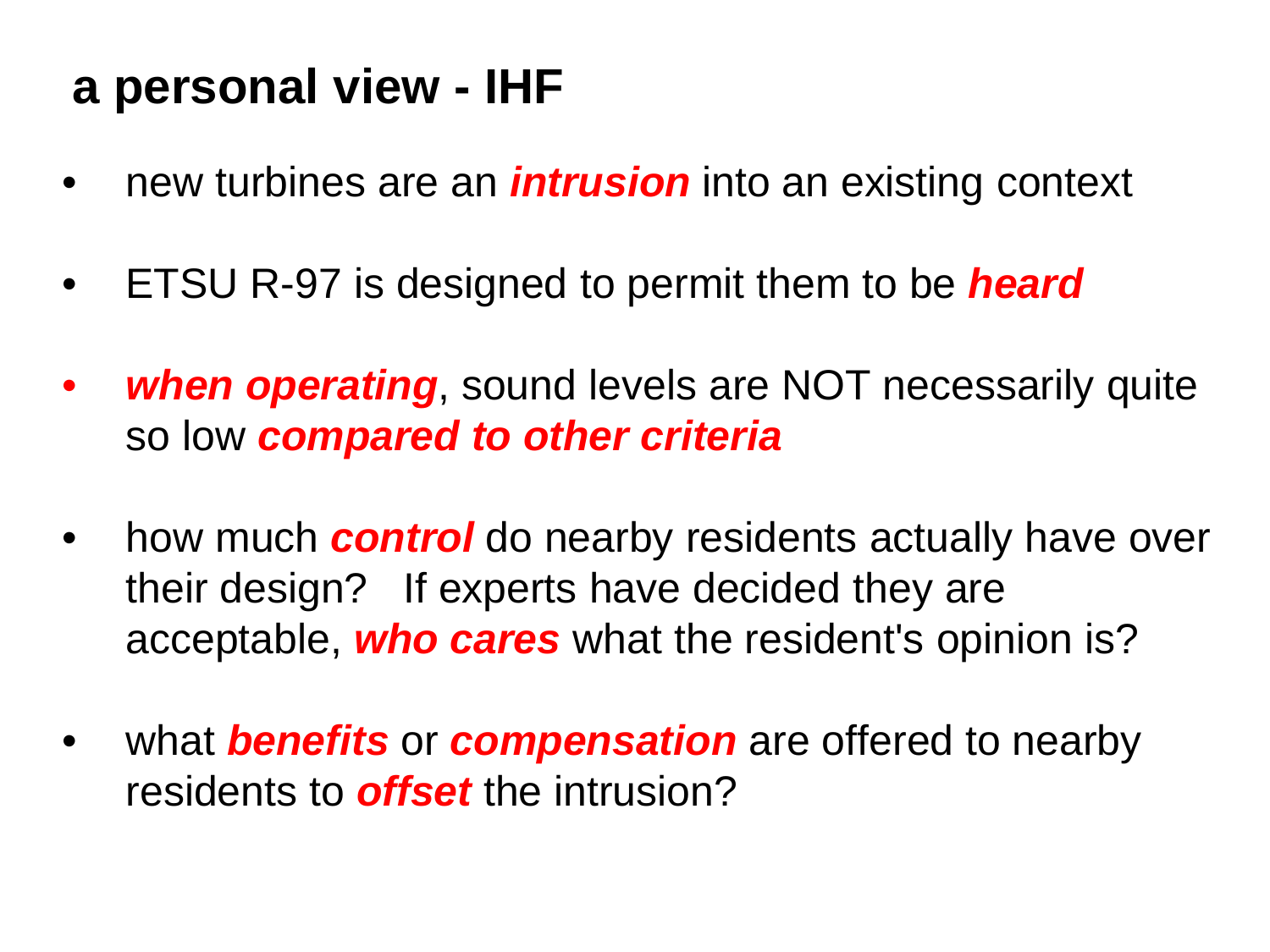## a personal view - IHF

- new turbines are an ***intrusion*** into an existing context
- ETSU R-97 is designed to permit them to be ***heard***
- ***when operating***, sound levels are NOT necessarily quite so low ***compared to other criteria***
- how much ***control*** do nearby residents actually have over their design? If experts have decided they are acceptable, ***who cares*** what the resident's opinion is?
- what ***benefits*** or ***compensation*** are offered to nearby residents to ***offset*** the intrusion?